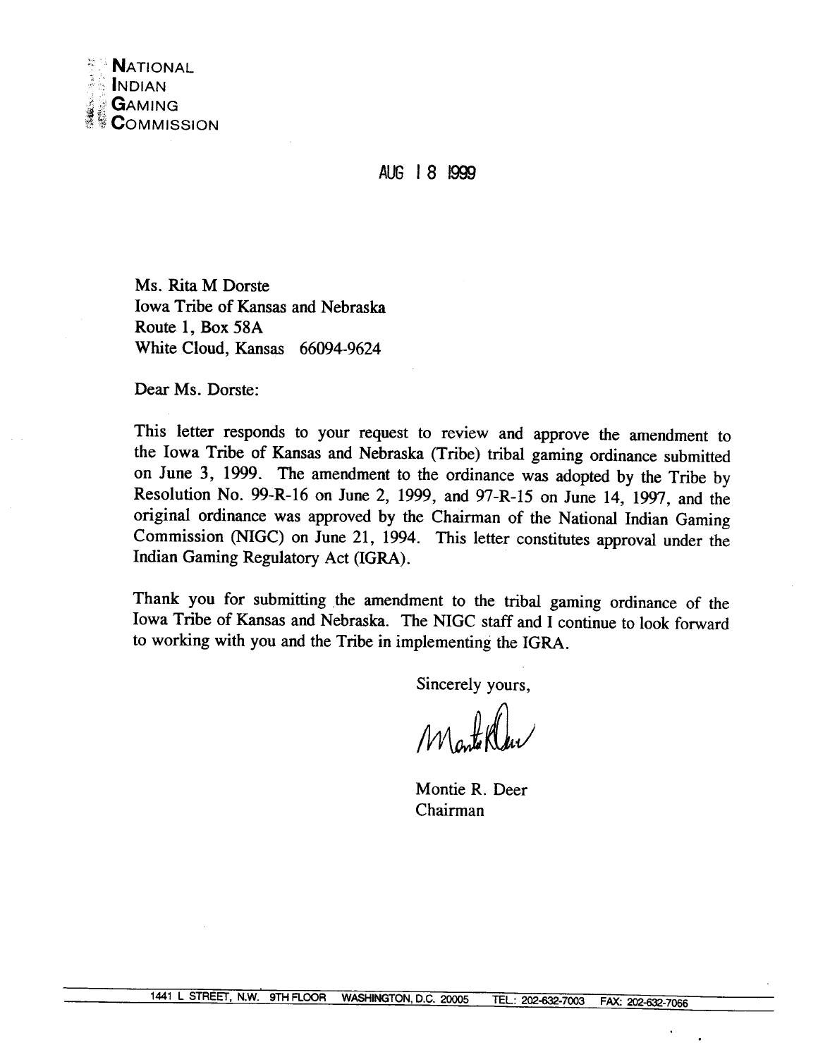**NATIONAL INDIAN GAMING COMMISSION**

AUG 18 1999

Ms. Rita M Dorste
Iowa Tribe of Kansas and Nebraska
Route 1, Box 58A
White Cloud, Kansas 66094-9624

Dear Ms. Dorste:

This letter responds to your request to review and approve the amendment to the Iowa Tribe of Kansas and Nebraska (Tribe) tribal gaming ordinance submitted on June 3, 1999. The amendment to the ordinance was adopted by the Tribe by Resolution No. 99-R-16 on June 2, 1999, and 97-R-15 on June 14, 1997, and the original ordinance was approved by the Chairman of the National Indian Gaming Commission (NIGC) on June 21, 1994. This letter constitutes approval under the Indian Gaming Regulatory Act (IGRA).

Thank you for submitting the amendment to the tribal gaming ordinance of the Iowa Tribe of Kansas and Nebraska. The NIGC staff and I continue to look forward to working with you and the Tribe in implementing the IGRA.

Sincerely yours,

Montie R. Deer
Chairman

1441 L STREET, N.W. 9TH FLOOR WASHINGTON, D.C. 20005 TEL.: 202-632-7003 FAX: 202-632-7066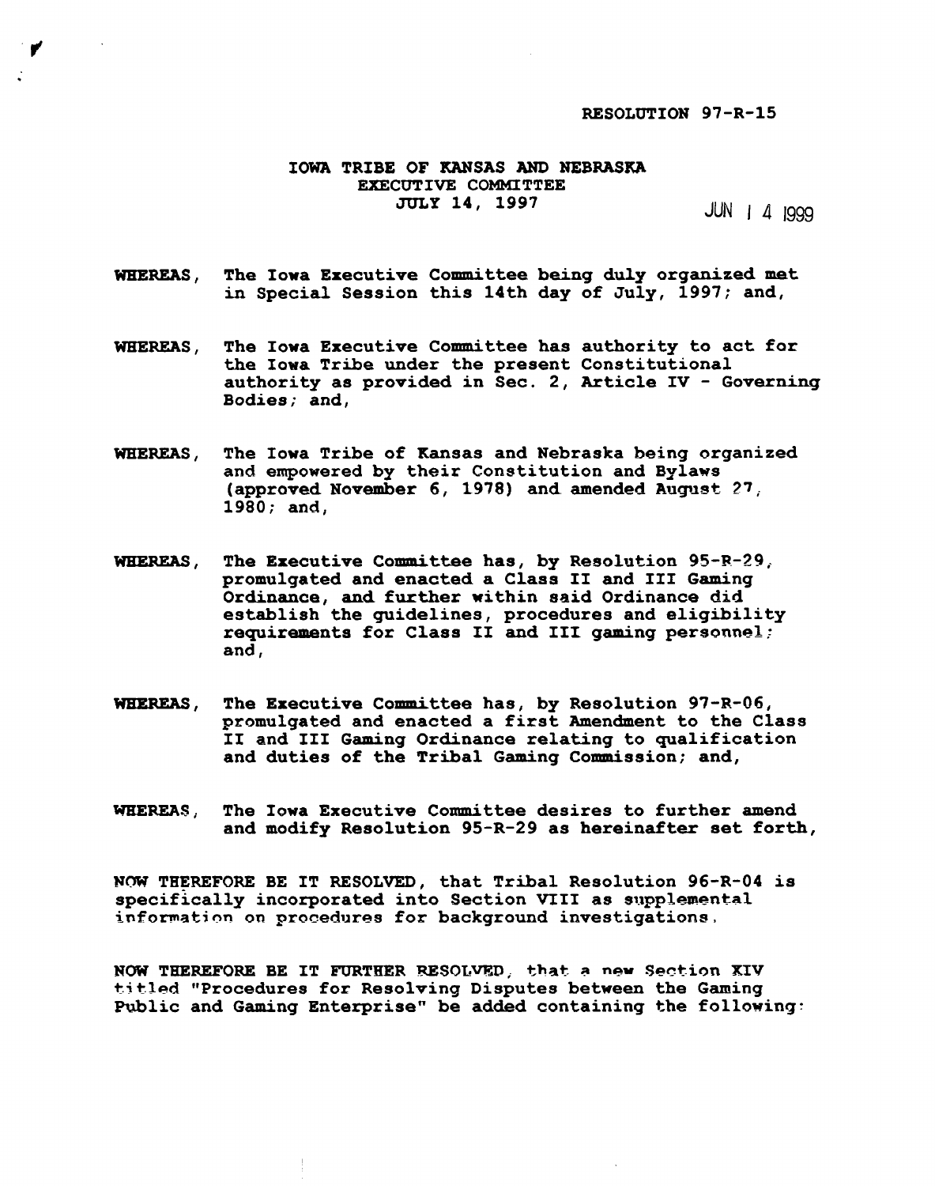RESOLUTION 97-R-15

**IOWA TRIBE OF KANSAS AND NEBRASKA**
**EXECUTIVE COMMITTEE**
**JULY 14, 1997**

JUN 1 4 1999

**WHEREAS**, The Iowa Executive Committee being duly organized met in Special Session this 14th day of July, 1997; and,

**WHEREAS**, The Iowa Executive Committee has authority to act for the Iowa Tribe under the present Constitutional authority as provided in Sec. 2, Article IV - Governing Bodies; and,

**WHEREAS**, The Iowa Tribe of Kansas and Nebraska being organized and empowered by their Constitution and Bylaws (approved November 6, 1978) and amended August 27, 1980; and,

**WHEREAS**, The Executive Committee has, by Resolution 95-R-29, promulgated and enacted a Class II and III Gaming Ordinance, and further within said Ordinance did establish the guidelines, procedures and eligibility requirements for Class II and III gaming personnel; and,

**WHEREAS**, The Executive Committee has, by Resolution 97-R-06, promulgated and enacted a first Amendment to the Class II and III Gaming Ordinance relating to qualification and duties of the Tribal Gaming Commission; and,

**WHEREAS**, The Iowa Executive Committee desires to further amend and modify Resolution 95-R-29 as hereinafter set forth,

**NOW THEREFORE BE IT RESOLVED**, that Tribal Resolution 96-R-04 is specifically incorporated into Section VIII as supplemental information on procedures for background investigations.

**NOW THEREFORE BE IT FURTHER RESOLVED**, that a new Section XIV titled "Procedures for Resolving Disputes between the Gaming Public and Gaming Enterprise" be added containing the following: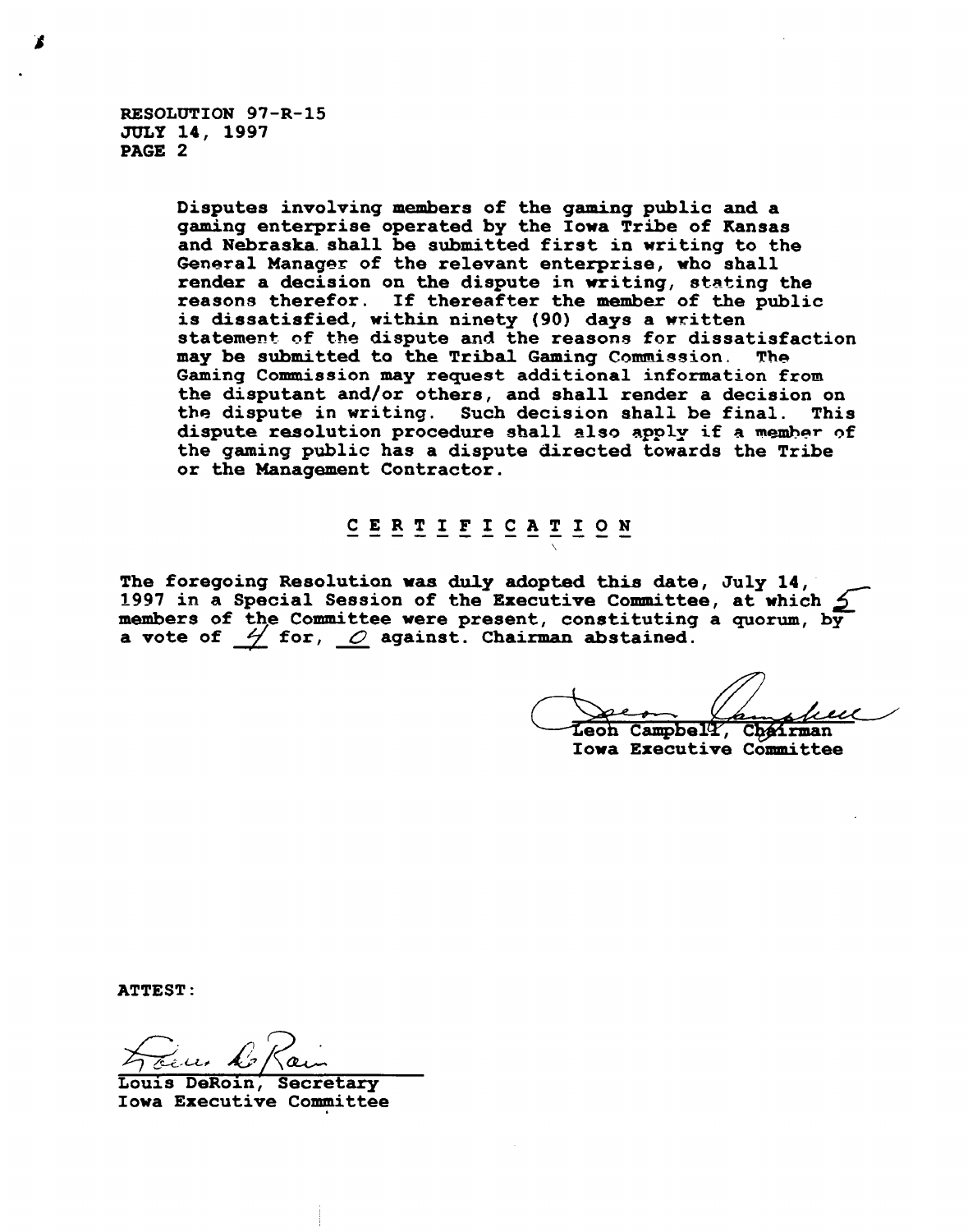RESOLUTION 97-R-15
JULY 14, 1997
PAGE 2

Disputes involving members of the gaming public and a gaming enterprise operated by the Iowa Tribe of Kansas and Nebraska shall be submitted first in writing to the General Manager of the relevant enterprise, who shall render a decision on the dispute in writing, stating the reasons therefor. If thereafter the member of the public is dissatisfied, within ninety (90) days a written statement of the dispute and the reasons for dissatisfaction may be submitted to the Tribal Gaming Commission. The Gaming Commission may request additional information from the disputant and/or others, and shall render a decision on the dispute in writing. Such decision shall be final. This dispute resolution procedure shall also apply if a member of the gaming public has a dispute directed towards the Tribe or the Management Contractor.

## CERTIFICATION

The foregoing Resolution was duly adopted this date, July 14, 1997 in a Special Session of the Executive Committee, at which 5 members of the Committee were present, constituting a quorum, by a vote of 4 for, 0 against. Chairman abstained.

Leon Campbell, Chairman
Iowa Executive Committee

ATTEST:

Louis DeRoin, Secretary
Iowa Executive Committee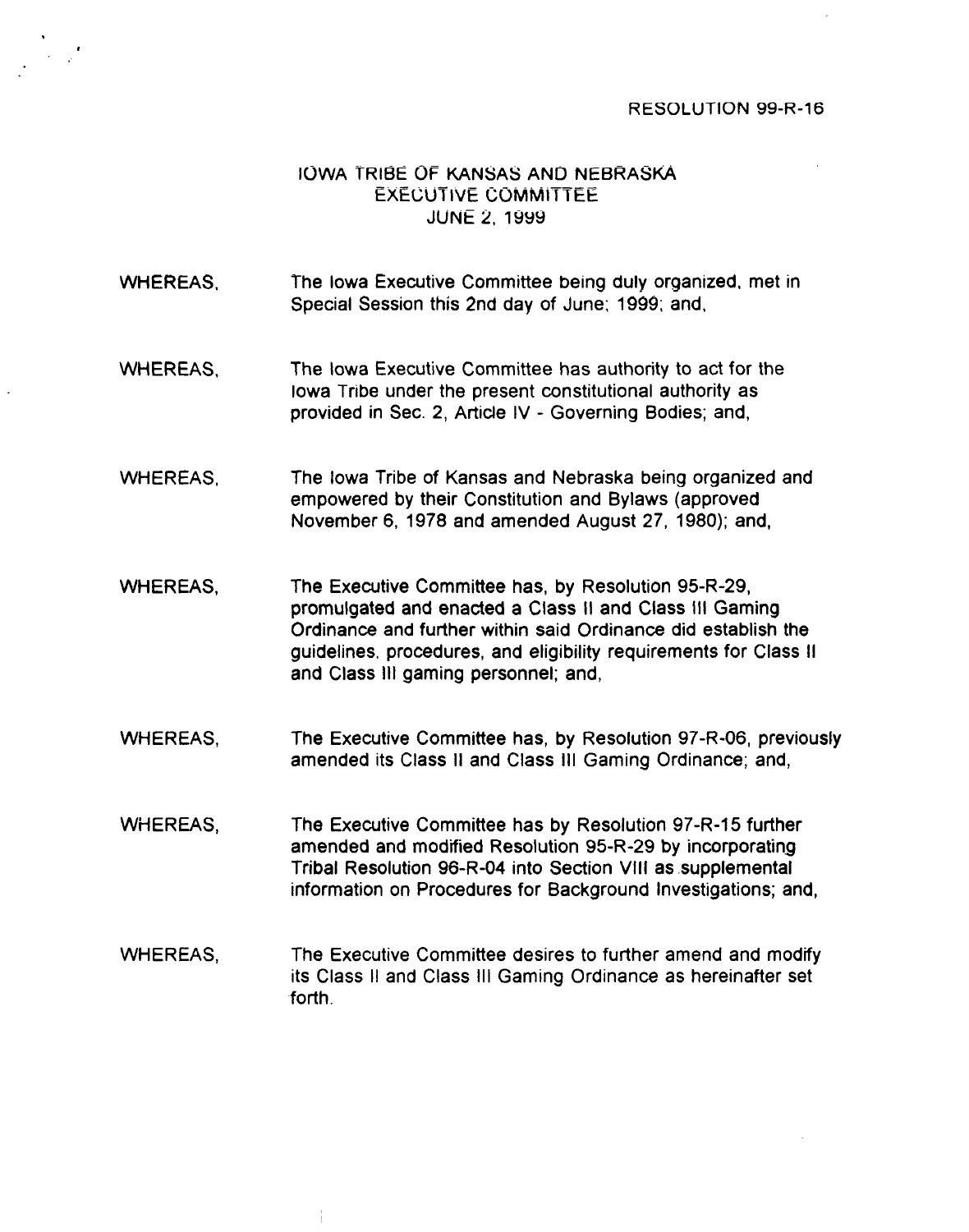RESOLUTION 99-R-16

# IOWA TRIBE OF KANSAS AND NEBRASKA
## EXECUTIVE COMMITTEE
### JUNE 2, 1999

WHEREAS, The Iowa Executive Committee being duly organized, met in Special Session this 2nd day of June; 1999; and,

WHEREAS, The Iowa Executive Committee has authority to act for the Iowa Tribe under the present constitutional authority as provided in Sec. 2, Article IV - Governing Bodies; and,

WHEREAS, The Iowa Tribe of Kansas and Nebraska being organized and empowered by their Constitution and Bylaws (approved November 6, 1978 and amended August 27, 1980); and,

WHEREAS, The Executive Committee has, by Resolution 95-R-29, promulgated and enacted a Class II and Class III Gaming Ordinance and further within said Ordinance did establish the guidelines, procedures, and eligibility requirements for Class II and Class III gaming personnel; and,

WHEREAS, The Executive Committee has, by Resolution 97-R-06, previously amended its Class II and Class III Gaming Ordinance; and,

WHEREAS, The Executive Committee has by Resolution 97-R-15 further amended and modified Resolution 95-R-29 by incorporating Tribal Resolution 96-R-04 into Section VIII as supplemental information on Procedures for Background Investigations; and,

WHEREAS, The Executive Committee desires to further amend and modify its Class II and Class III Gaming Ordinance as hereinafter set forth.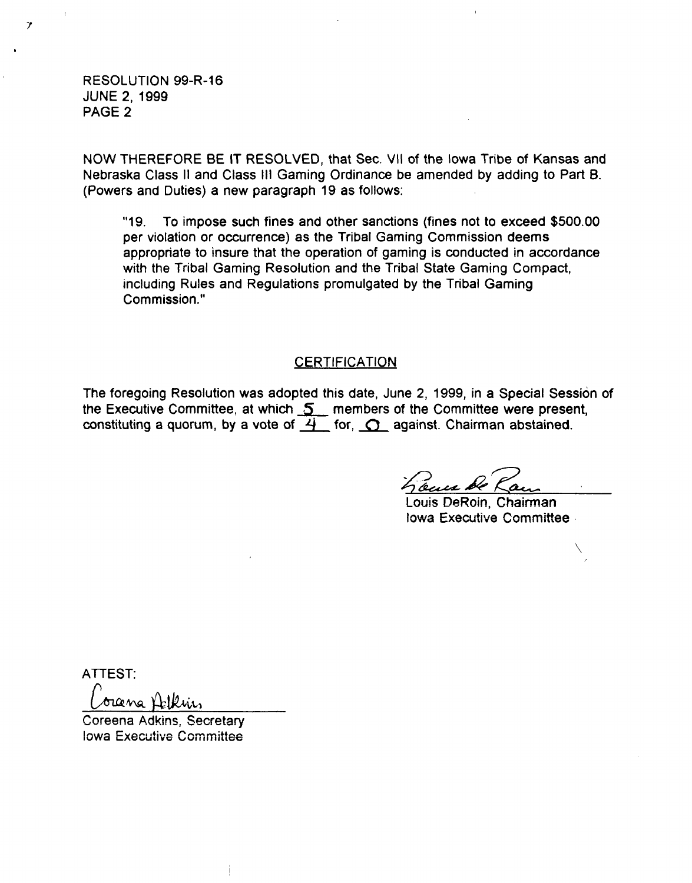RESOLUTION 99-R-16
JUNE 2, 1999
PAGE 2

NOW THEREFORE BE IT RESOLVED, that Sec. VII of the Iowa Tribe of Kansas and Nebraska Class II and Class III Gaming Ordinance be amended by adding to Part B. (Powers and Duties) a new paragraph 19 as follows:

> "19. To impose such fines and other sanctions (fines not to exceed $500.00 per violation or occurrence) as the Tribal Gaming Commission deems appropriate to insure that the operation of gaming is conducted in accordance with the Tribal Gaming Resolution and the Tribal State Gaming Compact, including Rules and Regulations promulgated by the Tribal Gaming Commission."

## CERTIFICATION

The foregoing Resolution was adopted this date, June 2, 1999, in a Special Session of the Executive Committee, at which 5 members of the Committee were present, constituting a quorum, by a vote of 4 for, 0 against. Chairman abstained.

Louis DeRoin, Chairman
Iowa Executive Committee

ATTEST:

Coreena Adkins, Secretary
Iowa Executive Committee